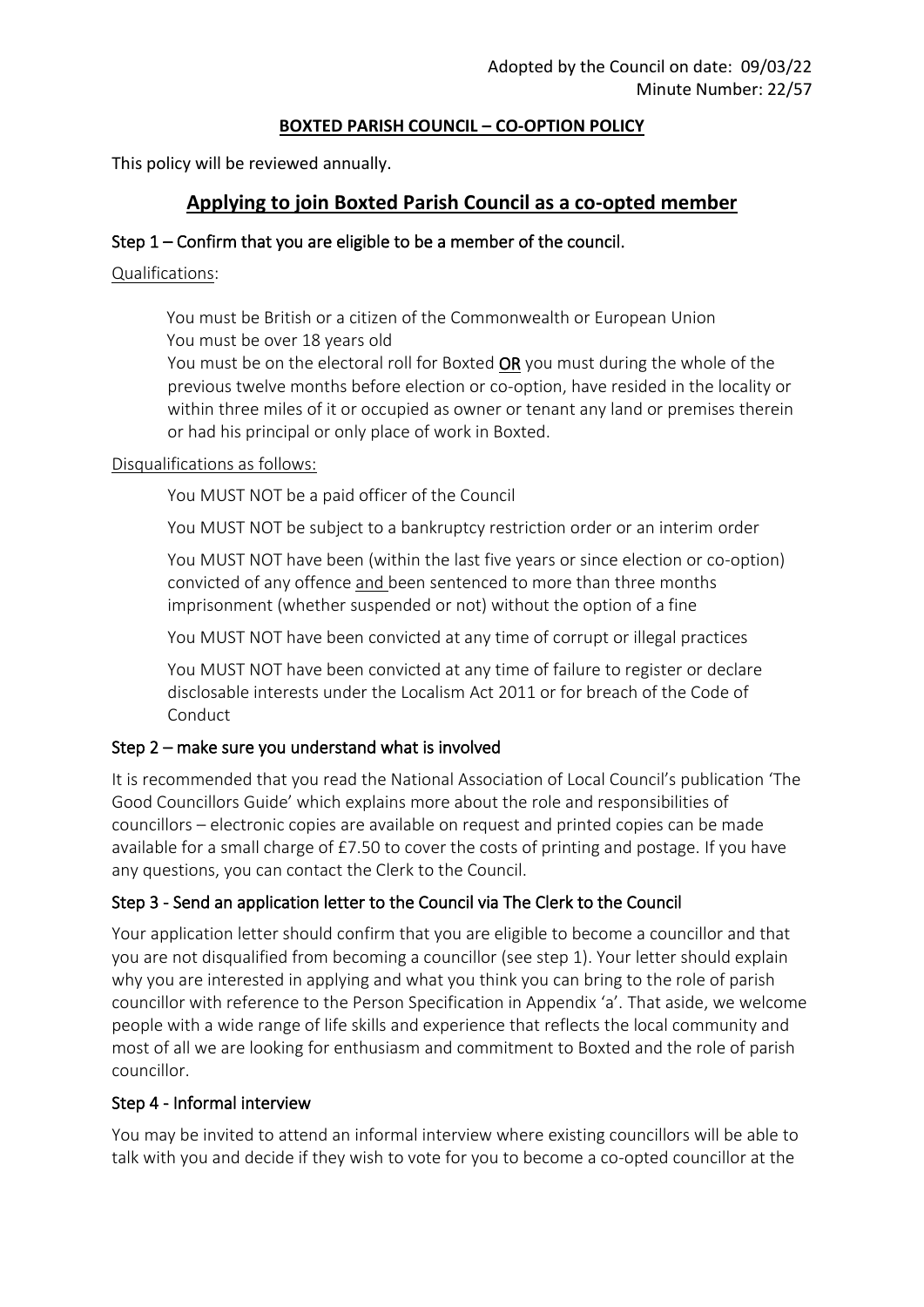Adopted by the Council on date: 09/03/22
Minute Number: 22/57

**BOXTED PARISH COUNCIL – CO-OPTION POLICY**

This policy will be reviewed annually.

# Applying to join Boxted Parish Council as a co-opted member

## Step 1 – Confirm that you are eligible to be a member of the council.

Qualifications:

You must be British or a citizen of the Commonwealth or European Union
You must be over 18 years old
You must be on the electoral roll for Boxted **OR** you must during the whole of the previous twelve months before election or co-option, have resided in the locality or within three miles of it or occupied as owner or tenant any land or premises therein or had his principal or only place of work in Boxted.

Disqualifications as follows:

You MUST NOT be a paid officer of the Council

You MUST NOT be subject to a bankruptcy restriction order or an interim order

You MUST NOT have been (within the last five years or since election or co-option) convicted of any offence and been sentenced to more than three months imprisonment (whether suspended or not) without the option of a fine

You MUST NOT have been convicted at any time of corrupt or illegal practices

You MUST NOT have been convicted at any time of failure to register or declare disclosable interests under the Localism Act 2011 or for breach of the Code of Conduct

## Step 2 – make sure you understand what is involved

It is recommended that you read the National Association of Local Council's publication 'The Good Councillors Guide' which explains more about the role and responsibilities of councillors – electronic copies are available on request and printed copies can be made available for a small charge of £7.50 to cover the costs of printing and postage. If you have any questions, you can contact the Clerk to the Council.

## Step 3 - Send an application letter to the Council via The Clerk to the Council

Your application letter should confirm that you are eligible to become a councillor and that you are not disqualified from becoming a councillor (see step 1). Your letter should explain why you are interested in applying and what you think you can bring to the role of parish councillor with reference to the Person Specification in Appendix 'a'. That aside, we welcome people with a wide range of life skills and experience that reflects the local community and most of all we are looking for enthusiasm and commitment to Boxted and the role of parish councillor.

## Step 4 - Informal interview

You may be invited to attend an informal interview where existing councillors will be able to talk with you and decide if they wish to vote for you to become a co-opted councillor at the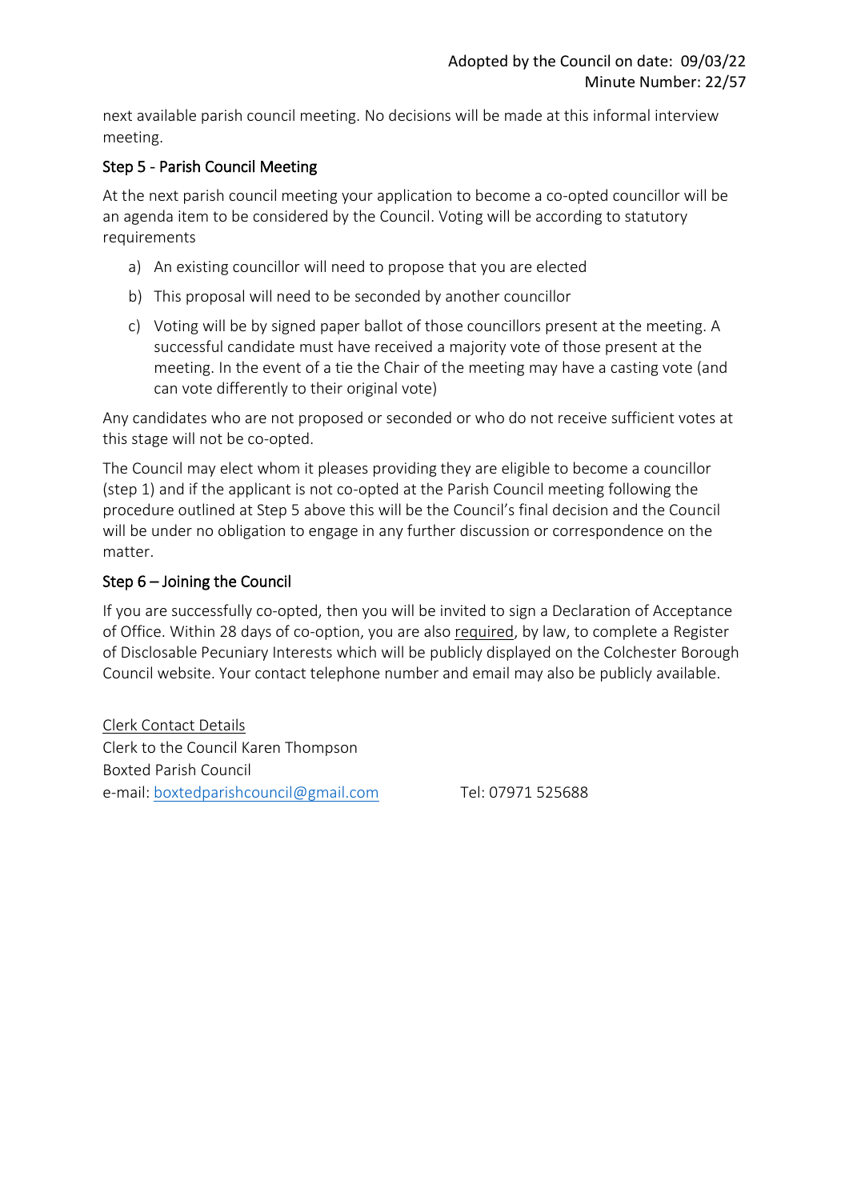next available parish council meeting. No decisions will be made at this informal interview meeting.

### Step 5 - Parish Council Meeting

At the next parish council meeting your application to become a co-opted councillor will be an agenda item to be considered by the Council. Voting will be according to statutory requirements

a) An existing councillor will need to propose that you are elected

b) This proposal will need to be seconded by another councillor

c) Voting will be by signed paper ballot of those councillors present at the meeting. A successful candidate must have received a majority vote of those present at the meeting. In the event of a tie the Chair of the meeting may have a casting vote (and can vote differently to their original vote)

Any candidates who are not proposed or seconded or who do not receive sufficient votes at this stage will not be co-opted.

The Council may elect whom it pleases providing they are eligible to become a councillor (step 1) and if the applicant is not co-opted at the Parish Council meeting following the procedure outlined at Step 5 above this will be the Council's final decision and the Council will be under no obligation to engage in any further discussion or correspondence on the matter.

### Step 6 – Joining the Council

If you are successfully co-opted, then you will be invited to sign a Declaration of Acceptance of Office. Within 28 days of co-option, you are also required, by law, to complete a Register of Disclosable Pecuniary Interests which will be publicly displayed on the Colchester Borough Council website. Your contact telephone number and email may also be publicly available.

Clerk Contact Details
Clerk to the Council Karen Thompson
Boxted Parish Council
e-mail: boxtedparishcouncil@gmail.com Tel: 07971 525688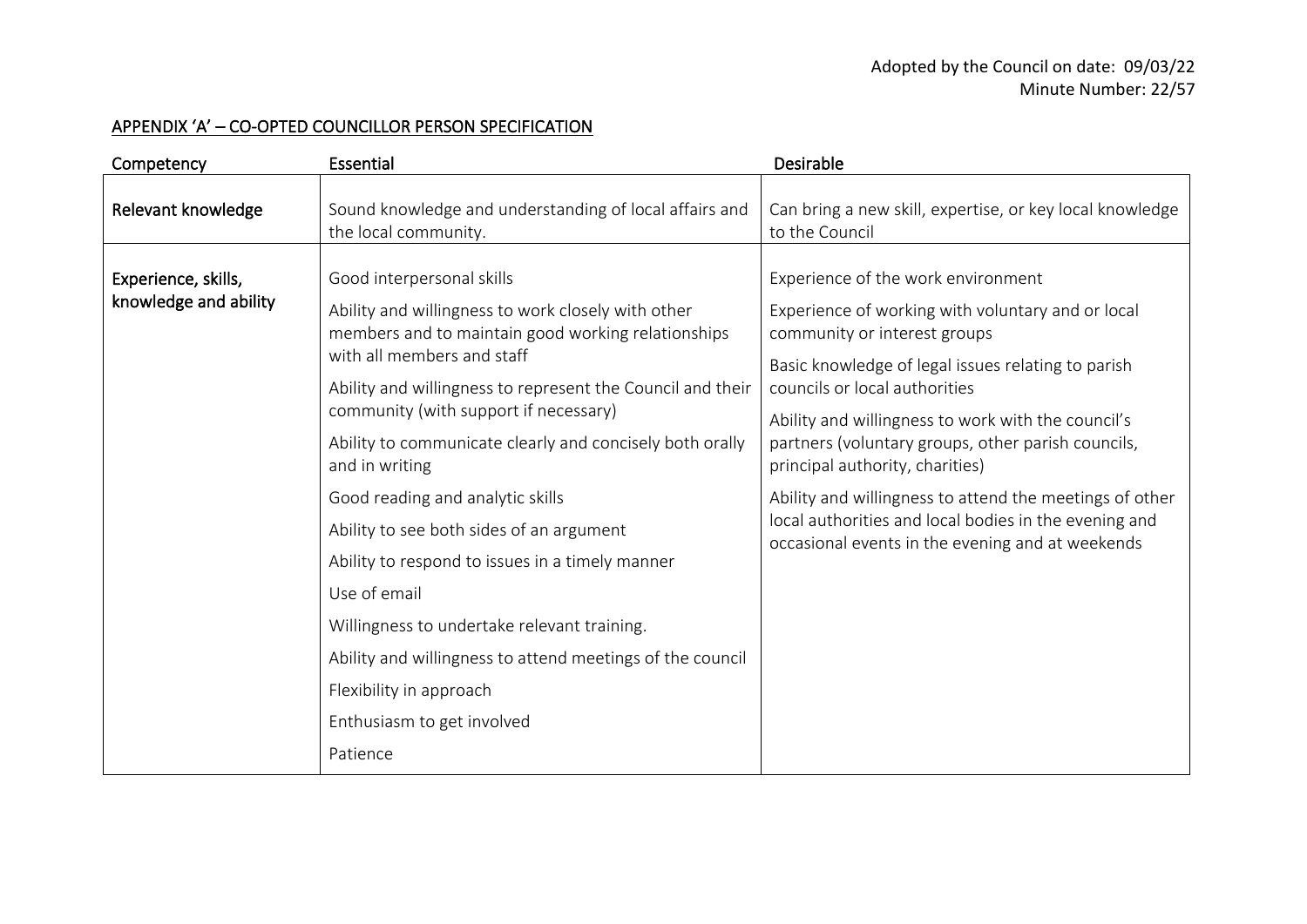Adopted by the Council on date: 09/03/22
Minute Number: 22/57

## APPENDIX 'A' – CO-OPTED COUNCILLOR PERSON SPECIFICATION

| Competency | Essential | Desirable |
| --- | --- | --- |
| **Relevant knowledge** | Sound knowledge and understanding of local affairs and the local community. | Can bring a new skill, expertise, or key local knowledge to the Council |
| **Experience, skills, knowledge and ability** | Good interpersonal skills<br>Ability and willingness to work closely with other members and to maintain good working relationships with all members and staff<br>Ability and willingness to represent the Council and their community (with support if necessary)<br>Ability to communicate clearly and concisely both orally and in writing<br>Good reading and analytic skills<br>Ability to see both sides of an argument<br>Ability to respond to issues in a timely manner<br>Use of email<br>Willingness to undertake relevant training.<br>Ability and willingness to attend meetings of the council<br>Flexibility in approach<br>Enthusiasm to get involved<br>Patience | Experience of the work environment<br>Experience of working with voluntary and or local community or interest groups<br>Basic knowledge of legal issues relating to parish councils or local authorities<br>Ability and willingness to work with the council's partners (voluntary groups, other parish councils, principal authority, charities)<br>Ability and willingness to attend the meetings of other local authorities and local bodies in the evening and occasional events in the evening and at weekends |